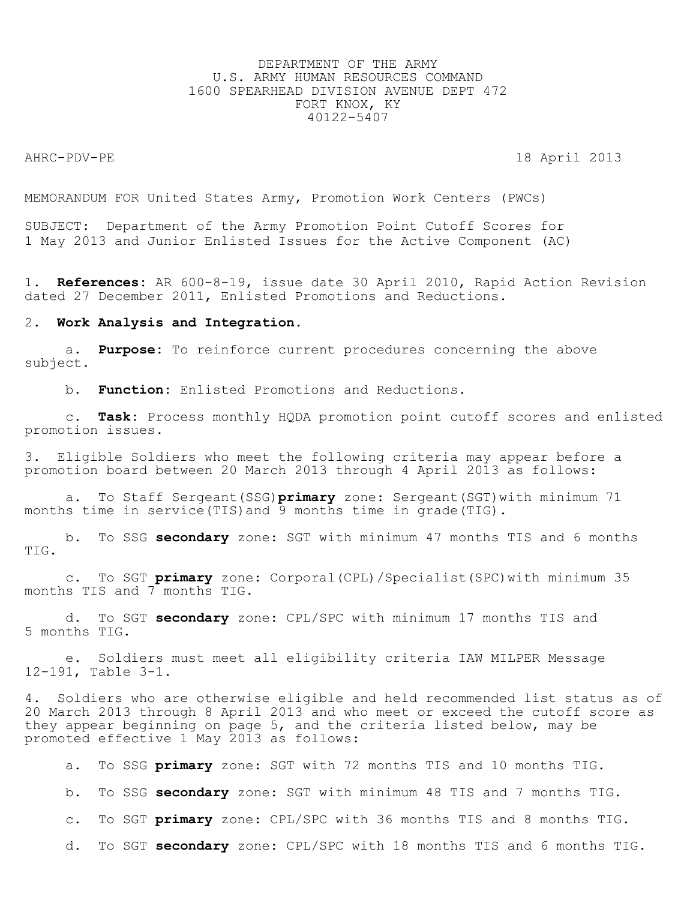DEPARTMENT OF THE ARMY
U.S. ARMY HUMAN RESOURCES COMMAND
1600 SPEARHEAD DIVISION AVENUE DEPT 472
FORT KNOX, KY
40122-5407

AHRC-PDV-PE 18 April 2013

MEMORANDUM FOR United States Army, Promotion Work Centers (PWCs)

SUBJECT: Department of the Army Promotion Point Cutoff Scores for 1 May 2013 and Junior Enlisted Issues for the Active Component (AC)

1. **References**: AR 600-8-19, issue date 30 April 2010, Rapid Action Revision dated 27 December 2011, Enlisted Promotions and Reductions.

2. **Work Analysis and Integration.**

   a. **Purpose**: To reinforce current procedures concerning the above subject.

   b. **Function**: Enlisted Promotions and Reductions.

   c. **Task**: Process monthly HQDA promotion point cutoff scores and enlisted promotion issues.

3. Eligible Soldiers who meet the following criteria may appear before a promotion board between 20 March 2013 through 4 April 2013 as follows:

   a. To Staff Sergeant(SSG) **primary** zone: Sergeant(SGT) with minimum 71 months time in service(TIS) and 9 months time in grade(TIG).

   b. To SSG **secondary** zone: SGT with minimum 47 months TIS and 6 months TIG.

   c. To SGT **primary** zone: Corporal(CPL)/Specialist(SPC) with minimum 35 months TIS and 7 months TIG.

   d. To SGT **secondary** zone: CPL/SPC with minimum 17 months TIS and 5 months TIG.

   e. Soldiers must meet all eligibility criteria IAW MILPER Message 12-191, Table 3-1.

4. Soldiers who are otherwise eligible and held recommended list status as of 20 March 2013 through 8 April 2013 and who meet or exceed the cutoff score as they appear beginning on page 5, and the criteria listed below, may be promoted effective 1 May 2013 as follows:

   a. To SSG **primary** zone: SGT with 72 months TIS and 10 months TIG.

   b. To SSG **secondary** zone: SGT with minimum 48 TIS and 7 months TIG.

   c. To SGT **primary** zone: CPL/SPC with 36 months TIS and 8 months TIG.

   d. To SGT **secondary** zone: CPL/SPC with 18 months TIS and 6 months TIG.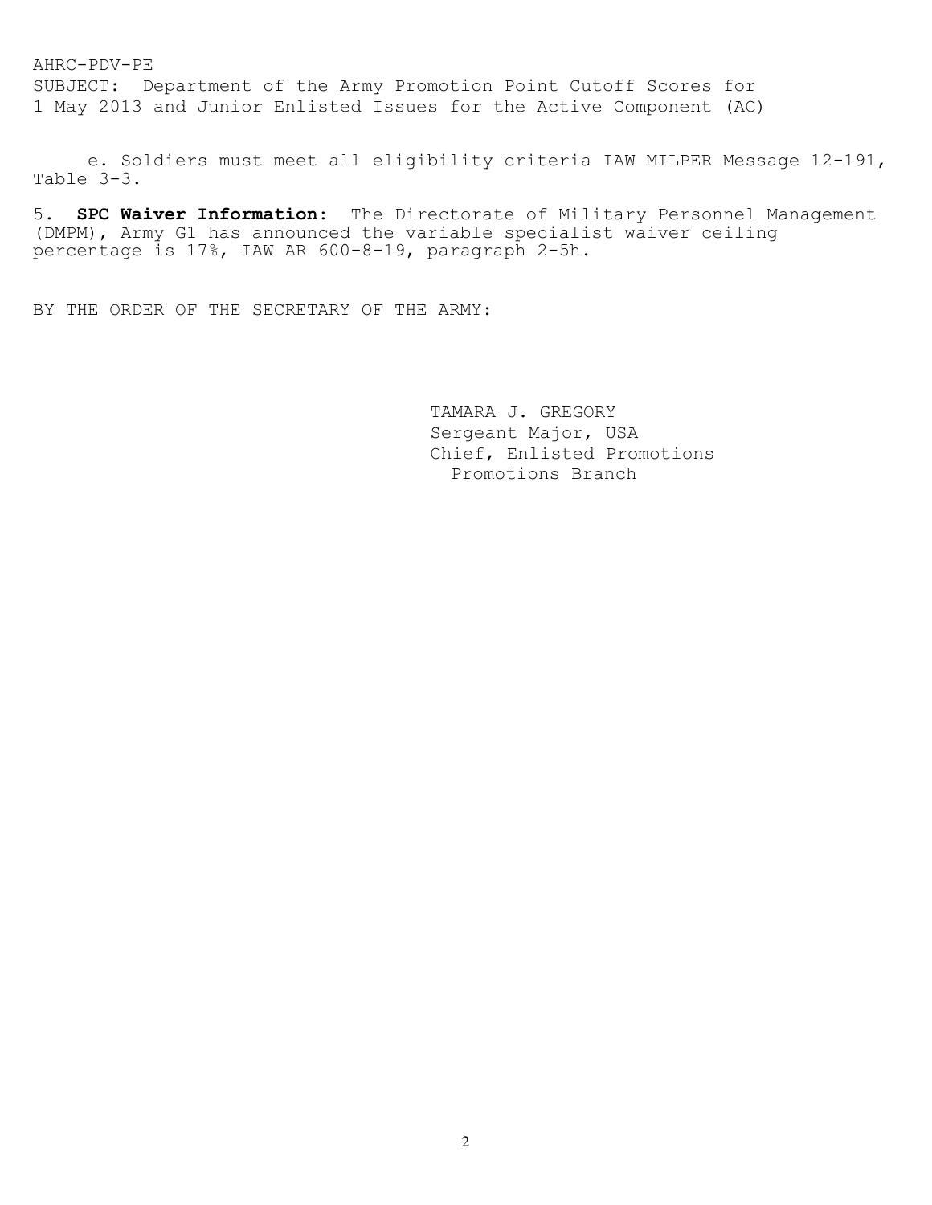AHRC-PDV-PE
SUBJECT: Department of the Army Promotion Point Cutoff Scores for 1 May 2013 and Junior Enlisted Issues for the Active Component (AC)

e. Soldiers must meet all eligibility criteria IAW MILPER Message 12-191, Table 3-3.

5. **SPC Waiver Information**: The Directorate of Military Personnel Management (DMPM), Army G1 has announced the variable specialist waiver ceiling percentage is 17%, IAW AR 600-8-19, paragraph 2-5h.

BY THE ORDER OF THE SECRETARY OF THE ARMY:

TAMARA J. GREGORY
Sergeant Major, USA
Chief, Enlisted Promotions
Promotions Branch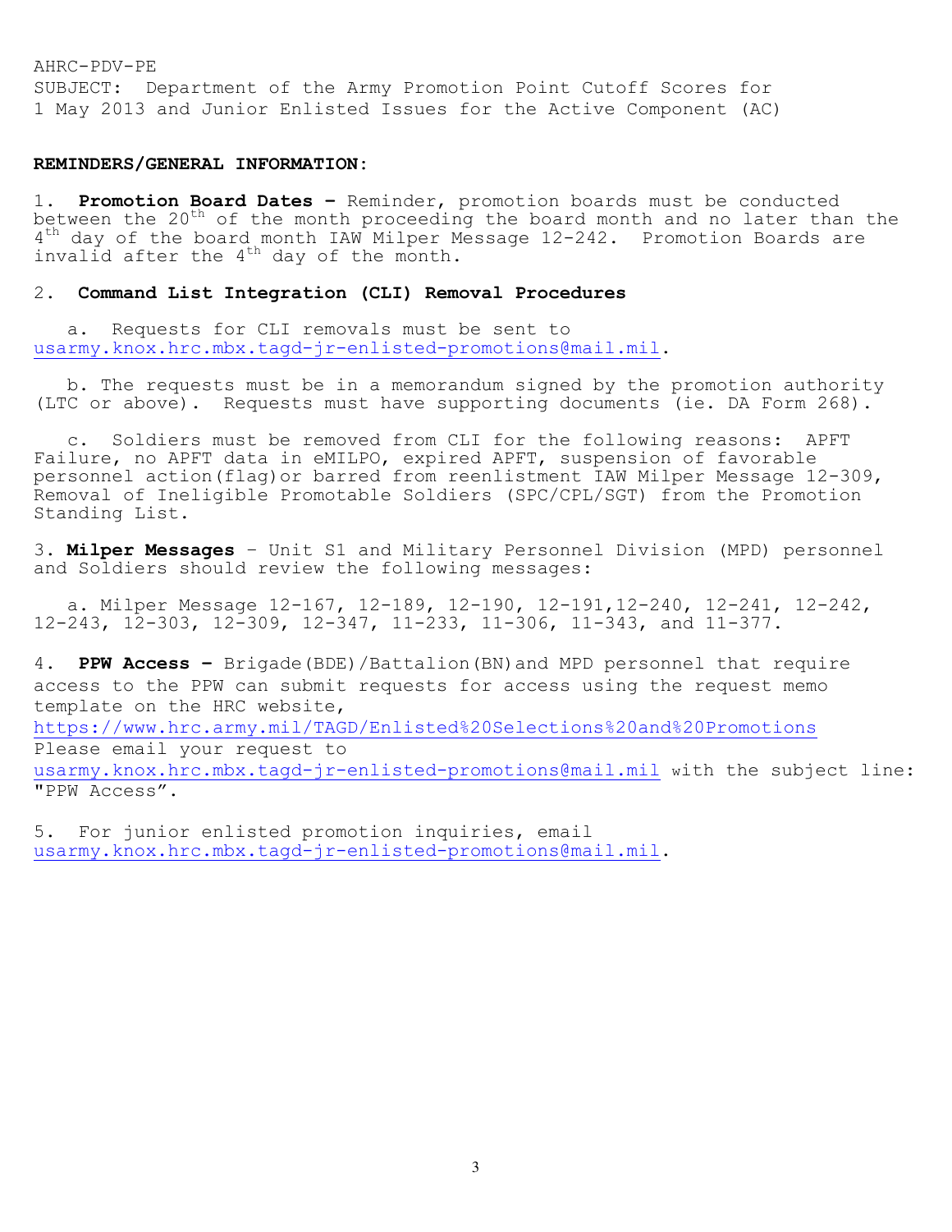AHRC-PDV-PE
SUBJECT: Department of the Army Promotion Point Cutoff Scores for 1 May 2013 and Junior Enlisted Issues for the Active Component (AC)

**REMINDERS/GENERAL INFORMATION:**

1. **Promotion Board Dates –** Reminder, promotion boards must be conducted between the 20th of the month proceeding the board month and no later than the 4th day of the board month IAW Milper Message 12-242. Promotion Boards are invalid after the 4th day of the month.

2. **Command List Integration (CLI) Removal Procedures**

   a. Requests for CLI removals must be sent to usarmy.knox.hrc.mbx.tagd-jr-enlisted-promotions@mail.mil.

   b. The requests must be in a memorandum signed by the promotion authority (LTC or above). Requests must have supporting documents (ie. DA Form 268).

   c. Soldiers must be removed from CLI for the following reasons: APFT Failure, no APFT data in eMILPO, expired APFT, suspension of favorable personnel action(flag)or barred from reenlistment IAW Milper Message 12-309, Removal of Ineligible Promotable Soldiers (SPC/CPL/SGT) from the Promotion Standing List.

3. **Milper Messages** – Unit S1 and Military Personnel Division (MPD) personnel and Soldiers should review the following messages:

   a. Milper Message 12-167, 12-189, 12-190, 12-191,12-240, 12-241, 12-242, 12-243, 12-303, 12-309, 12-347, 11-233, 11-306, 11-343, and 11-377.

4. **PPW Access –** Brigade(BDE)/Battalion(BN)and MPD personnel that require access to the PPW can submit requests for access using the request memo template on the HRC website, https://www.hrc.army.mil/TAGD/Enlisted%20Selections%20and%20Promotions Please email your request to usarmy.knox.hrc.mbx.tagd-jr-enlisted-promotions@mail.mil with the subject line: "PPW Access".

5. For junior enlisted promotion inquiries, email usarmy.knox.hrc.mbx.tagd-jr-enlisted-promotions@mail.mil.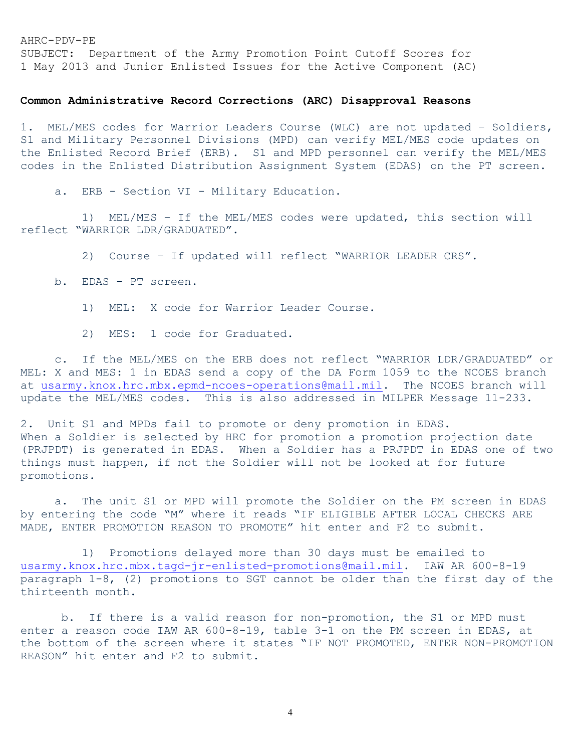AHRC-PDV-PE
SUBJECT: Department of the Army Promotion Point Cutoff Scores for 1 May 2013 and Junior Enlisted Issues for the Active Component (AC)

**Common Administrative Record Corrections (ARC) Disapproval Reasons**

1. MEL/MES codes for Warrior Leaders Course (WLC) are not updated – Soldiers, S1 and Military Personnel Divisions (MPD) can verify MEL/MES code updates on the Enlisted Record Brief (ERB). S1 and MPD personnel can verify the MEL/MES codes in the Enlisted Distribution Assignment System (EDAS) on the PT screen.

   a. ERB - Section VI - Military Education.

      1) MEL/MES – If the MEL/MES codes were updated, this section will reflect "WARRIOR LDR/GRADUATED".

      2) Course – If updated will reflect "WARRIOR LEADER CRS".

   b. EDAS - PT screen.

      1) MEL: X code for Warrior Leader Course.

      2) MES: 1 code for Graduated.

   c. If the MEL/MES on the ERB does not reflect "WARRIOR LDR/GRADUATED" or MEL: X and MES: 1 in EDAS send a copy of the DA Form 1059 to the NCOES branch at usarmy.knox.hrc.mbx.epmd-ncoes-operations@mail.mil. The NCOES branch will update the MEL/MES codes. This is also addressed in MILPER Message 11-233.

2. Unit S1 and MPDs fail to promote or deny promotion in EDAS. When a Soldier is selected by HRC for promotion a promotion projection date (PRJPDT) is generated in EDAS. When a Soldier has a PRJPDT in EDAS one of two things must happen, if not the Soldier will not be looked at for future promotions.

   a. The unit S1 or MPD will promote the Soldier on the PM screen in EDAS by entering the code "M" where it reads "IF ELIGIBLE AFTER LOCAL CHECKS ARE MADE, ENTER PROMOTION REASON TO PROMOTE" hit enter and F2 to submit.

      1) Promotions delayed more than 30 days must be emailed to usarmy.knox.hrc.mbx.tagd-jr-enlisted-promotions@mail.mil. IAW AR 600-8-19 paragraph 1-8, (2) promotions to SGT cannot be older than the first day of the thirteenth month.

   b. If there is a valid reason for non-promotion, the S1 or MPD must enter a reason code IAW AR 600-8-19, table 3-1 on the PM screen in EDAS, at the bottom of the screen where it states "IF NOT PROMOTED, ENTER NON-PROMOTION REASON" hit enter and F2 to submit.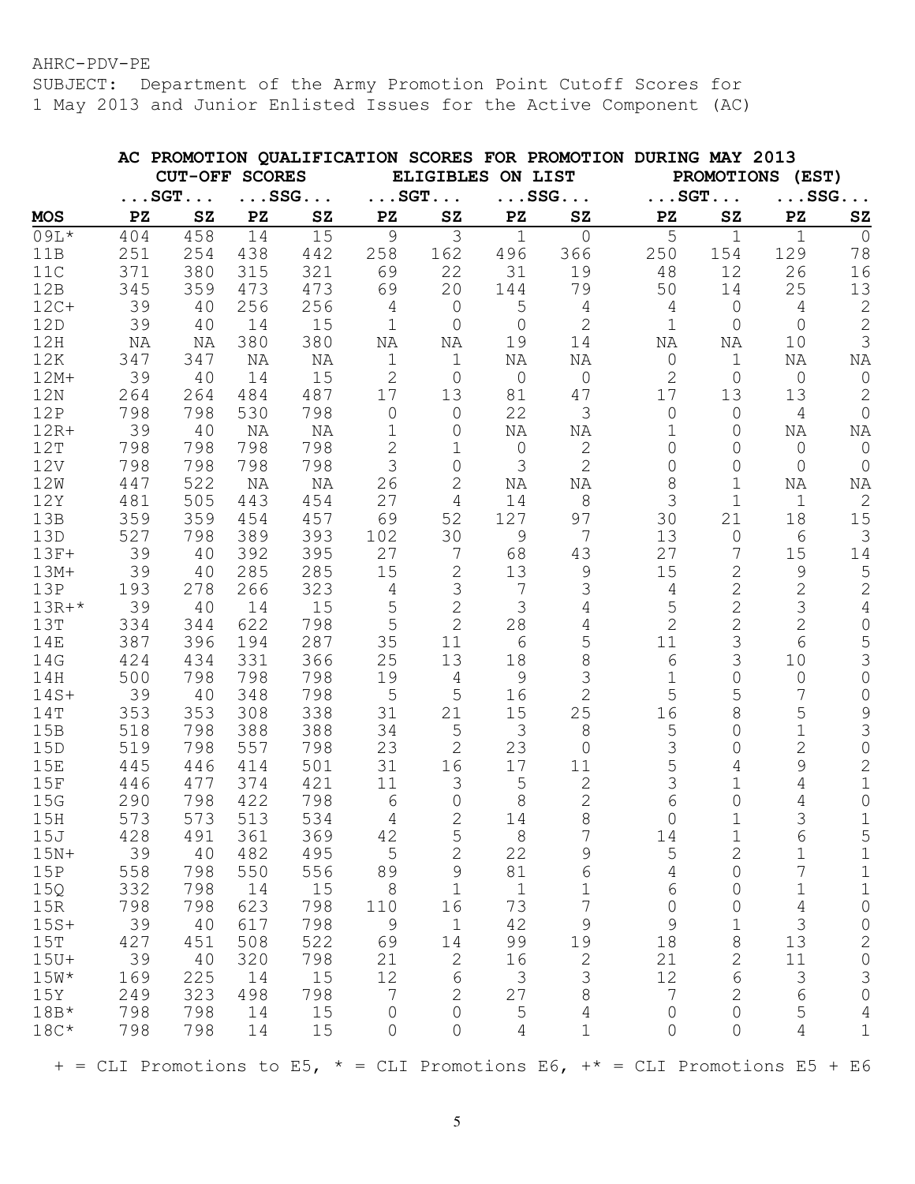AHRC-PDV-PE
SUBJECT: Department of the Army Promotion Point Cutoff Scores for 1 May 2013 and Junior Enlisted Issues for the Active Component (AC)

**AC PROMOTION QUALIFICATION SCORES FOR PROMOTION DURING MAY 2013**

| | CUT-OFF SCORES | | | | ELIGIBLES ON LIST | | | | PROMOTIONS (EST) | | | |
|---|---|---|---|---|---|---|---|---|---|---|---|---|
| | ...SGT... | | ...SSG... | | ...SGT... | | ...SSG... | | ...SGT... | | ...SSG... | |
| **MOS** | **PZ** | **SZ** | **PZ** | **SZ** | **PZ** | **SZ** | **PZ** | **SZ** | **PZ** | **SZ** | **PZ** | **SZ** |
| 09L* | 404 | 458 | 14 | 15 | 9 | 3 | 1 | 0 | 5 | 1 | 1 | 0 |
| 11B | 251 | 254 | 438 | 442 | 258 | 162 | 496 | 366 | 250 | 154 | 129 | 78 |
| 11C | 371 | 380 | 315 | 321 | 69 | 22 | 31 | 19 | 48 | 12 | 26 | 16 |
| 12B | 345 | 359 | 473 | 473 | 69 | 20 | 144 | 79 | 50 | 14 | 25 | 13 |
| 12C+ | 39 | 40 | 256 | 256 | 4 | 0 | 5 | 4 | 4 | 0 | 4 | 2 |
| 12D | 39 | 40 | 14 | 15 | 1 | 0 | 0 | 2 | 1 | 0 | 0 | 2 |
| 12H | NA | NA | 380 | 380 | NA | NA | 19 | 14 | NA | NA | 10 | 3 |
| 12K | 347 | 347 | NA | NA | 1 | 1 | NA | NA | 0 | 1 | NA | NA |
| 12M+ | 39 | 40 | 14 | 15 | 2 | 0 | 0 | 0 | 2 | 0 | 0 | 0 |
| 12N | 264 | 264 | 484 | 487 | 17 | 13 | 81 | 47 | 17 | 13 | 13 | 2 |
| 12P | 798 | 798 | 530 | 798 | 0 | 0 | 22 | 3 | 0 | 0 | 4 | 0 |
| 12R+ | 39 | 40 | NA | NA | 1 | 0 | NA | NA | 1 | 0 | NA | NA |
| 12T | 798 | 798 | 798 | 798 | 2 | 1 | 0 | 2 | 0 | 0 | 0 | 0 |
| 12V | 798 | 798 | 798 | 798 | 3 | 0 | 3 | 2 | 0 | 0 | 0 | 0 |
| 12W | 447 | 522 | NA | NA | 26 | 2 | NA | NA | 8 | 1 | NA | NA |
| 12Y | 481 | 505 | 443 | 454 | 27 | 4 | 14 | 8 | 3 | 1 | 1 | 2 |
| 13B | 359 | 359 | 454 | 457 | 69 | 52 | 127 | 97 | 30 | 21 | 18 | 15 |
| 13D | 527 | 798 | 389 | 393 | 102 | 30 | 9 | 7 | 13 | 0 | 6 | 3 |
| 13F+ | 39 | 40 | 392 | 395 | 27 | 7 | 68 | 43 | 27 | 7 | 15 | 14 |
| 13M+ | 39 | 40 | 285 | 285 | 15 | 2 | 13 | 9 | 15 | 2 | 9 | 5 |
| 13P | 193 | 278 | 266 | 323 | 4 | 3 | 7 | 3 | 4 | 2 | 2 | 2 |
| 13R+* | 39 | 40 | 14 | 15 | 5 | 2 | 3 | 4 | 5 | 2 | 3 | 4 |
| 13T | 334 | 344 | 622 | 798 | 5 | 2 | 28 | 4 | 2 | 2 | 2 | 0 |
| 14E | 387 | 396 | 194 | 287 | 35 | 11 | 6 | 5 | 11 | 3 | 6 | 5 |
| 14G | 424 | 434 | 331 | 366 | 25 | 13 | 18 | 8 | 6 | 3 | 10 | 3 |
| 14H | 500 | 798 | 798 | 798 | 19 | 4 | 9 | 3 | 1 | 0 | 0 | 0 |
| 14S+ | 39 | 40 | 348 | 798 | 5 | 5 | 16 | 2 | 5 | 5 | 7 | 0 |
| 14T | 353 | 353 | 308 | 338 | 31 | 21 | 15 | 25 | 16 | 8 | 5 | 9 |
| 15B | 518 | 798 | 388 | 388 | 34 | 5 | 3 | 8 | 5 | 0 | 1 | 3 |
| 15D | 519 | 798 | 557 | 798 | 23 | 2 | 23 | 0 | 3 | 0 | 2 | 0 |
| 15E | 445 | 446 | 414 | 501 | 31 | 16 | 17 | 11 | 5 | 4 | 9 | 2 |
| 15F | 446 | 477 | 374 | 421 | 11 | 3 | 5 | 2 | 3 | 1 | 4 | 1 |
| 15G | 290 | 798 | 422 | 798 | 6 | 0 | 8 | 2 | 6 | 0 | 4 | 0 |
| 15H | 573 | 573 | 513 | 534 | 4 | 2 | 14 | 8 | 0 | 1 | 3 | 1 |
| 15J | 428 | 491 | 361 | 369 | 42 | 5 | 8 | 7 | 14 | 1 | 6 | 5 |
| 15N+ | 39 | 40 | 482 | 495 | 5 | 2 | 22 | 9 | 5 | 2 | 1 | 1 |
| 15P | 558 | 798 | 550 | 556 | 89 | 9 | 81 | 6 | 4 | 0 | 7 | 1 |
| 15Q | 332 | 798 | 14 | 15 | 8 | 1 | 1 | 1 | 6 | 0 | 1 | 1 |
| 15R | 798 | 798 | 623 | 798 | 110 | 16 | 73 | 7 | 0 | 0 | 4 | 0 |
| 15S+ | 39 | 40 | 617 | 798 | 9 | 1 | 42 | 9 | 9 | 1 | 3 | 0 |
| 15T | 427 | 451 | 508 | 522 | 69 | 14 | 99 | 19 | 18 | 8 | 13 | 2 |
| 15U+ | 39 | 40 | 320 | 798 | 21 | 2 | 16 | 2 | 21 | 2 | 11 | 0 |
| 15W* | 169 | 225 | 14 | 15 | 12 | 6 | 3 | 3 | 12 | 6 | 3 | 3 |
| 15Y | 249 | 323 | 498 | 798 | 7 | 2 | 27 | 8 | 7 | 2 | 6 | 0 |
| 18B* | 798 | 798 | 14 | 15 | 0 | 0 | 5 | 4 | 0 | 0 | 5 | 4 |
| 18C* | 798 | 798 | 14 | 15 | 0 | 0 | 4 | 1 | 0 | 0 | 4 | 1 |

+ = CLI Promotions to E5, * = CLI Promotions E6, +* = CLI Promotions E5 + E6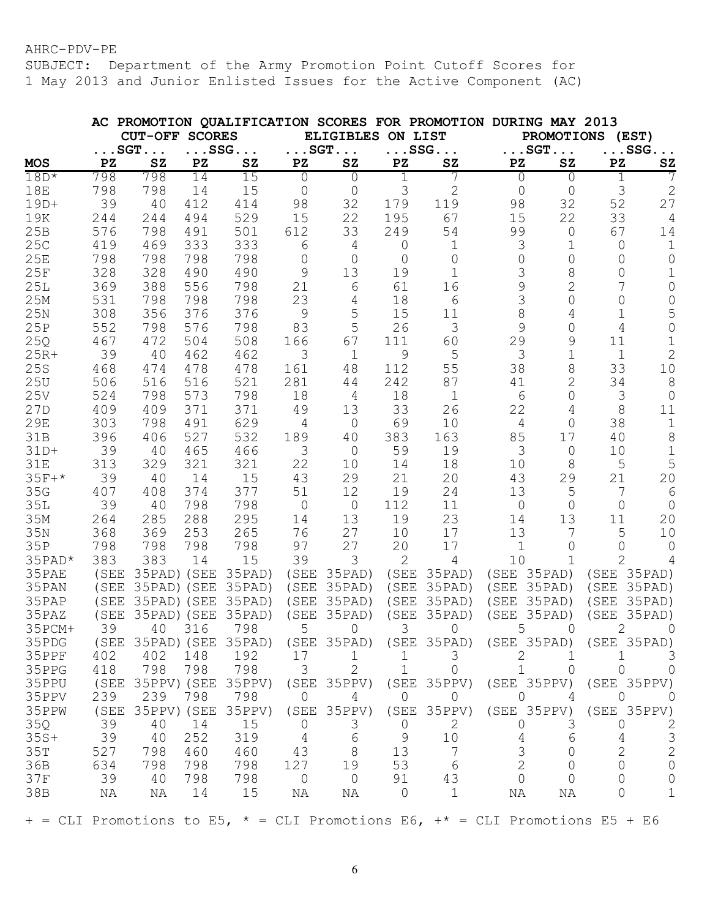AHRC-PDV-PE
SUBJECT: Department of the Army Promotion Point Cutoff Scores for 1 May 2013 and Junior Enlisted Issues for the Active Component (AC)

**AC PROMOTION QUALIFICATION SCORES FOR PROMOTION DURING MAY 2013**

| | CUT-OFF SCORES | | | | ELIGIBLES ON LIST | | | | PROMOTIONS (EST) | | | |
|---|---|---|---|---|---|---|---|---|---|---|---|---|
| | ...SGT... | | ...SSG... | | ...SGT... | | ...SSG... | | ...SGT... | | ...SSG... | |
| **MOS** | **PZ** | **SZ** | **PZ** | **SZ** | **PZ** | **SZ** | **PZ** | **SZ** | **PZ** | **SZ** | **PZ** | **SZ** |
| 18D* | 798 | 798 | 14 | 15 | 0 | 0 | 1 | 7 | 0 | 0 | 1 | 7 |
| 18E | 798 | 798 | 14 | 15 | 0 | 0 | 3 | 2 | 0 | 0 | 3 | 2 |
| 19D+ | 39 | 40 | 412 | 414 | 98 | 32 | 179 | 119 | 98 | 32 | 52 | 27 |
| 19K | 244 | 244 | 494 | 529 | 15 | 22 | 195 | 67 | 15 | 22 | 33 | 4 |
| 25B | 576 | 798 | 491 | 501 | 612 | 33 | 249 | 54 | 99 | 0 | 67 | 14 |
| 25C | 419 | 469 | 333 | 333 | 6 | 4 | 0 | 1 | 3 | 1 | 0 | 1 |
| 25E | 798 | 798 | 798 | 798 | 0 | 0 | 0 | 0 | 0 | 0 | 0 | 0 |
| 25F | 328 | 328 | 490 | 490 | 9 | 13 | 19 | 1 | 3 | 8 | 0 | 1 |
| 25L | 369 | 388 | 556 | 798 | 21 | 6 | 61 | 16 | 9 | 2 | 7 | 0 |
| 25M | 531 | 798 | 798 | 798 | 23 | 4 | 18 | 6 | 3 | 0 | 0 | 0 |
| 25N | 308 | 356 | 376 | 376 | 9 | 5 | 15 | 11 | 8 | 4 | 1 | 5 |
| 25P | 552 | 798 | 576 | 798 | 83 | 5 | 26 | 3 | 9 | 0 | 4 | 0 |
| 25Q | 467 | 472 | 504 | 508 | 166 | 67 | 111 | 60 | 29 | 9 | 11 | 1 |
| 25R+ | 39 | 40 | 462 | 462 | 3 | 1 | 9 | 5 | 3 | 1 | 1 | 2 |
| 25S | 468 | 474 | 478 | 478 | 161 | 48 | 112 | 55 | 38 | 8 | 33 | 10 |
| 25U | 506 | 516 | 516 | 521 | 281 | 44 | 242 | 87 | 41 | 2 | 34 | 8 |
| 25V | 524 | 798 | 573 | 798 | 18 | 4 | 18 | 1 | 6 | 0 | 3 | 0 |
| 27D | 409 | 409 | 371 | 371 | 49 | 13 | 33 | 26 | 22 | 4 | 8 | 11 |
| 29E | 303 | 798 | 491 | 629 | 4 | 0 | 69 | 10 | 4 | 0 | 38 | 1 |
| 31B | 396 | 406 | 527 | 532 | 189 | 40 | 383 | 163 | 85 | 17 | 40 | 8 |
| 31D+ | 39 | 40 | 465 | 466 | 3 | 0 | 59 | 19 | 3 | 0 | 10 | 1 |
| 31E | 313 | 329 | 321 | 321 | 22 | 10 | 14 | 18 | 10 | 8 | 5 | 5 |
| 35F+* | 39 | 40 | 14 | 15 | 43 | 29 | 21 | 20 | 43 | 29 | 21 | 20 |
| 35G | 407 | 408 | 374 | 377 | 51 | 12 | 19 | 24 | 13 | 5 | 7 | 6 |
| 35L | 39 | 40 | 798 | 798 | 0 | 0 | 112 | 11 | 0 | 0 | 0 | 0 |
| 35M | 264 | 285 | 288 | 295 | 14 | 13 | 19 | 23 | 14 | 13 | 11 | 20 |
| 35N | 368 | 369 | 253 | 265 | 76 | 27 | 10 | 17 | 13 | 7 | 5 | 10 |
| 35P | 798 | 798 | 798 | 798 | 97 | 27 | 20 | 17 | 1 | 0 | 0 | 0 |
| 35PAD* | 383 | 383 | 14 | 15 | 39 | 3 | 2 | 4 | 10 | 1 | 2 | 4 |
| 35PAE | (SEE | 35PAD) | (SEE | 35PAD) | (SEE | 35PAD) | (SEE | 35PAD) | (SEE | 35PAD) | (SEE | 35PAD) |
| 35PAN | (SEE | 35PAD) | (SEE | 35PAD) | (SEE | 35PAD) | (SEE | 35PAD) | (SEE | 35PAD) | (SEE | 35PAD) |
| 35PAP | (SEE | 35PAD) | (SEE | 35PAD) | (SEE | 35PAD) | (SEE | 35PAD) | (SEE | 35PAD) | (SEE | 35PAD) |
| 35PAZ | (SEE | 35PAD) | (SEE | 35PAD) | (SEE | 35PAD) | (SEE | 35PAD) | (SEE | 35PAD) | (SEE | 35PAD) |
| 35PCM+ | 39 | 40 | 316 | 798 | 5 | 0 | 3 | 0 | 5 | 0 | 2 | 0 |
| 35PDG | (SEE | 35PAD) | (SEE | 35PAD) | (SEE | 35PAD) | (SEE | 35PAD) | (SEE | 35PAD) | (SEE | 35PAD) |
| 35PPF | 402 | 402 | 148 | 192 | 17 | 1 | 1 | 3 | 2 | 1 | 1 | 3 |
| 35PPG | 418 | 798 | 798 | 798 | 3 | 2 | 1 | 0 | 1 | 0 | 0 | 0 |
| 35PPU | (SEE | 35PPV) | (SEE | 35PPV) | (SEE | 35PPV) | (SEE | 35PPV) | (SEE | 35PPV) | (SEE | 35PPV) |
| 35PPV | 239 | 239 | 798 | 798 | 0 | 4 | 0 | 0 | 0 | 4 | 0 | 0 |
| 35PPW | (SEE | 35PPV) | (SEE | 35PPV) | (SEE | 35PPV) | (SEE | 35PPV) | (SEE | 35PPV) | (SEE | 35PPV) |
| 35Q | 39 | 40 | 14 | 15 | 0 | 3 | 0 | 2 | 0 | 3 | 0 | 2 |
| 35S+ | 39 | 40 | 252 | 319 | 4 | 6 | 9 | 10 | 4 | 6 | 4 | 3 |
| 35T | 527 | 798 | 460 | 460 | 43 | 8 | 13 | 7 | 3 | 0 | 2 | 2 |
| 36B | 634 | 798 | 798 | 798 | 127 | 19 | 53 | 6 | 2 | 0 | 0 | 0 |
| 37F | 39 | 40 | 798 | 798 | 0 | 0 | 91 | 43 | 0 | 0 | 0 | 0 |
| 38B | NA | NA | 14 | 15 | NA | NA | 0 | 1 | NA | NA | 0 | 1 |

+ = CLI Promotions to E5, * = CLI Promotions E6, +* = CLI Promotions E5 + E6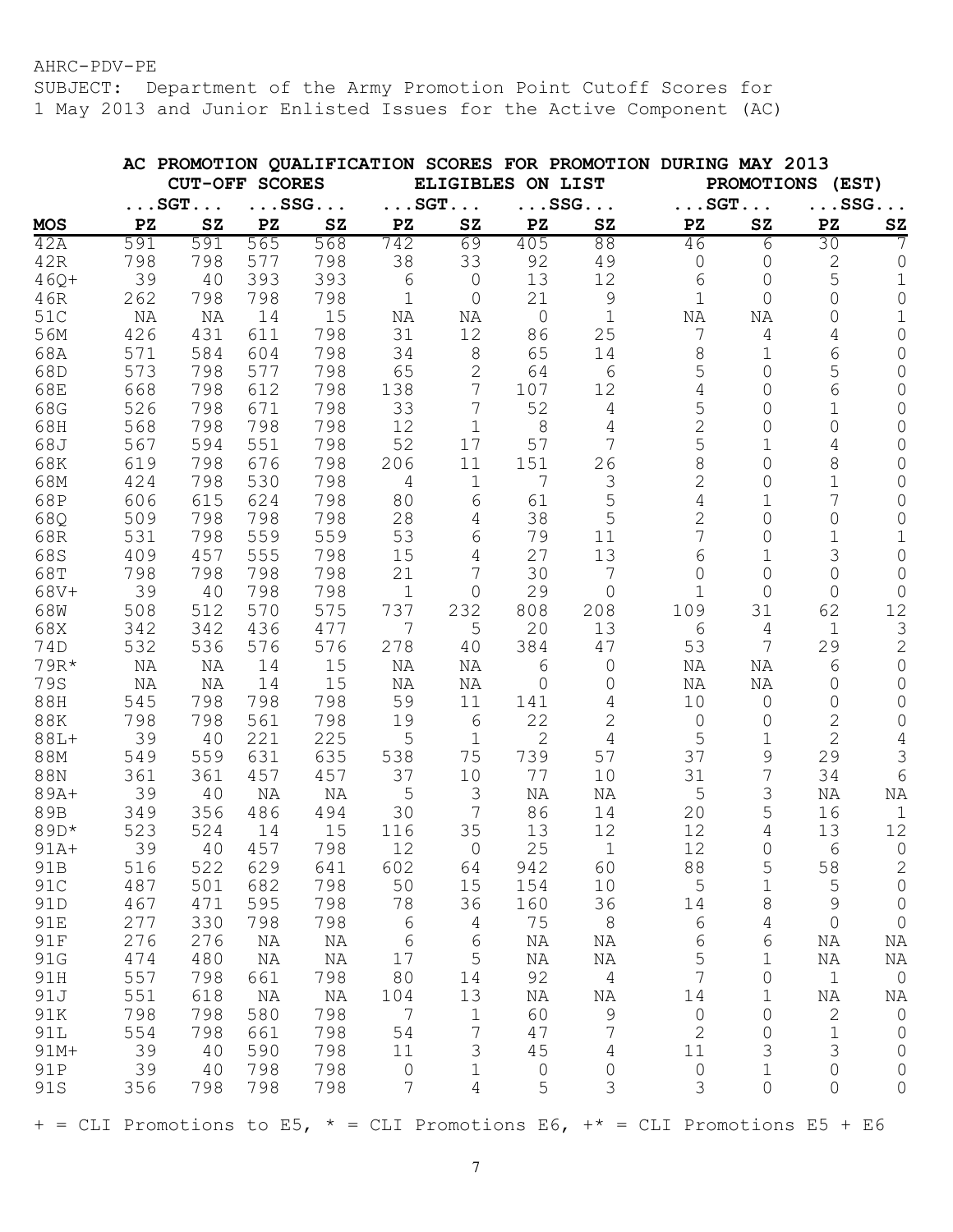AHRC-PDV-PE
SUBJECT: Department of the Army Promotion Point Cutoff Scores for 1 May 2013 and Junior Enlisted Issues for the Active Component (AC)

**AC PROMOTION QUALIFICATION SCORES FOR PROMOTION DURING MAY 2013**

| | CUT-OFF SCORES | | | | ELIGIBLES ON LIST | | | | PROMOTIONS (EST) | | | |
|---|---|---|---|---|---|---|---|---|---|---|---|---|
| | ...SGT... | | ...SSG... | | ...SGT... | | ...SSG... | | ...SGT... | | ...SSG... | |
| **MOS** | **PZ** | **SZ** | **PZ** | **SZ** | **PZ** | **SZ** | **PZ** | **SZ** | **PZ** | **SZ** | **PZ** | **SZ** |
| 42A | 591 | 591 | 565 | 568 | 742 | 69 | 405 | 88 | 46 | 6 | 30 | 7 |
| 42R | 798 | 798 | 577 | 798 | 38 | 33 | 92 | 49 | 0 | 0 | 2 | 0 |
| 46Q+ | 39 | 40 | 393 | 393 | 6 | 0 | 13 | 12 | 6 | 0 | 5 | 1 |
| 46R | 262 | 798 | 798 | 798 | 1 | 0 | 21 | 9 | 1 | 0 | 0 | 0 |
| 51C | NA | NA | 14 | 15 | NA | NA | 0 | 1 | NA | NA | 0 | 1 |
| 56M | 426 | 431 | 611 | 798 | 31 | 12 | 86 | 25 | 7 | 4 | 4 | 0 |
| 68A | 571 | 584 | 604 | 798 | 34 | 8 | 65 | 14 | 8 | 1 | 6 | 0 |
| 68D | 573 | 798 | 577 | 798 | 65 | 2 | 64 | 6 | 5 | 0 | 5 | 0 |
| 68E | 668 | 798 | 612 | 798 | 138 | 7 | 107 | 12 | 4 | 0 | 6 | 0 |
| 68G | 526 | 798 | 671 | 798 | 33 | 7 | 52 | 4 | 5 | 0 | 1 | 0 |
| 68H | 568 | 798 | 798 | 798 | 12 | 1 | 8 | 4 | 2 | 0 | 0 | 0 |
| 68J | 567 | 594 | 551 | 798 | 52 | 17 | 57 | 7 | 5 | 1 | 4 | 0 |
| 68K | 619 | 798 | 676 | 798 | 206 | 11 | 151 | 26 | 8 | 0 | 8 | 0 |
| 68M | 424 | 798 | 530 | 798 | 4 | 1 | 7 | 3 | 2 | 0 | 1 | 0 |
| 68P | 606 | 615 | 624 | 798 | 80 | 6 | 61 | 5 | 4 | 1 | 7 | 0 |
| 68Q | 509 | 798 | 798 | 798 | 28 | 4 | 38 | 5 | 2 | 0 | 0 | 0 |
| 68R | 531 | 798 | 559 | 559 | 53 | 6 | 79 | 11 | 7 | 0 | 1 | 1 |
| 68S | 409 | 457 | 555 | 798 | 15 | 4 | 27 | 13 | 6 | 1 | 3 | 0 |
| 68T | 798 | 798 | 798 | 798 | 21 | 7 | 30 | 7 | 0 | 0 | 0 | 0 |
| 68V+ | 39 | 40 | 798 | 798 | 1 | 0 | 29 | 0 | 1 | 0 | 0 | 0 |
| 68W | 508 | 512 | 570 | 575 | 737 | 232 | 808 | 208 | 109 | 31 | 62 | 12 |
| 68X | 342 | 342 | 436 | 477 | 7 | 5 | 20 | 13 | 6 | 4 | 1 | 3 |
| 74D | 532 | 536 | 576 | 576 | 278 | 40 | 384 | 47 | 53 | 7 | 29 | 2 |
| 79R* | NA | NA | 14 | 15 | NA | NA | 6 | 0 | NA | NA | 6 | 0 |
| 79S | NA | NA | 14 | 15 | NA | NA | 0 | 0 | NA | NA | 0 | 0 |
| 88H | 545 | 798 | 798 | 798 | 59 | 11 | 141 | 4 | 10 | 0 | 0 | 0 |
| 88K | 798 | 798 | 561 | 798 | 19 | 6 | 22 | 2 | 0 | 0 | 2 | 0 |
| 88L+ | 39 | 40 | 221 | 225 | 5 | 1 | 2 | 4 | 5 | 1 | 2 | 4 |
| 88M | 549 | 559 | 631 | 635 | 538 | 75 | 739 | 57 | 37 | 9 | 29 | 3 |
| 88N | 361 | 361 | 457 | 457 | 37 | 10 | 77 | 10 | 31 | 7 | 34 | 6 |
| 89A+ | 39 | 40 | NA | NA | 5 | 3 | NA | NA | 5 | 3 | NA | NA |
| 89B | 349 | 356 | 486 | 494 | 30 | 7 | 86 | 14 | 20 | 5 | 16 | 1 |
| 89D* | 523 | 524 | 14 | 15 | 116 | 35 | 13 | 12 | 12 | 4 | 13 | 12 |
| 91A+ | 39 | 40 | 457 | 798 | 12 | 0 | 25 | 1 | 12 | 0 | 6 | 0 |
| 91B | 516 | 522 | 629 | 641 | 602 | 64 | 942 | 60 | 88 | 5 | 58 | 2 |
| 91C | 487 | 501 | 682 | 798 | 50 | 15 | 154 | 10 | 5 | 1 | 5 | 0 |
| 91D | 467 | 471 | 595 | 798 | 78 | 36 | 160 | 36 | 14 | 8 | 9 | 0 |
| 91E | 277 | 330 | 798 | 798 | 6 | 4 | 75 | 8 | 6 | 4 | 0 | 0 |
| 91F | 276 | 276 | NA | NA | 6 | 6 | NA | NA | 6 | 6 | NA | NA |
| 91G | 474 | 480 | NA | NA | 17 | 5 | NA | NA | 5 | 1 | NA | NA |
| 91H | 557 | 798 | 661 | 798 | 80 | 14 | 92 | 4 | 7 | 0 | 1 | 0 |
| 91J | 551 | 618 | NA | NA | 104 | 13 | NA | NA | 14 | 1 | NA | NA |
| 91K | 798 | 798 | 580 | 798 | 7 | 1 | 60 | 9 | 0 | 0 | 2 | 0 |
| 91L | 554 | 798 | 661 | 798 | 54 | 7 | 47 | 7 | 2 | 0 | 1 | 0 |
| 91M+ | 39 | 40 | 590 | 798 | 11 | 3 | 45 | 4 | 11 | 3 | 3 | 0 |
| 91P | 39 | 40 | 798 | 798 | 0 | 1 | 0 | 0 | 0 | 1 | 0 | 0 |
| 91S | 356 | 798 | 798 | 798 | 7 | 4 | 5 | 3 | 3 | 0 | 0 | 0 |

+ = CLI Promotions to E5, * = CLI Promotions E6, +* = CLI Promotions E5 + E6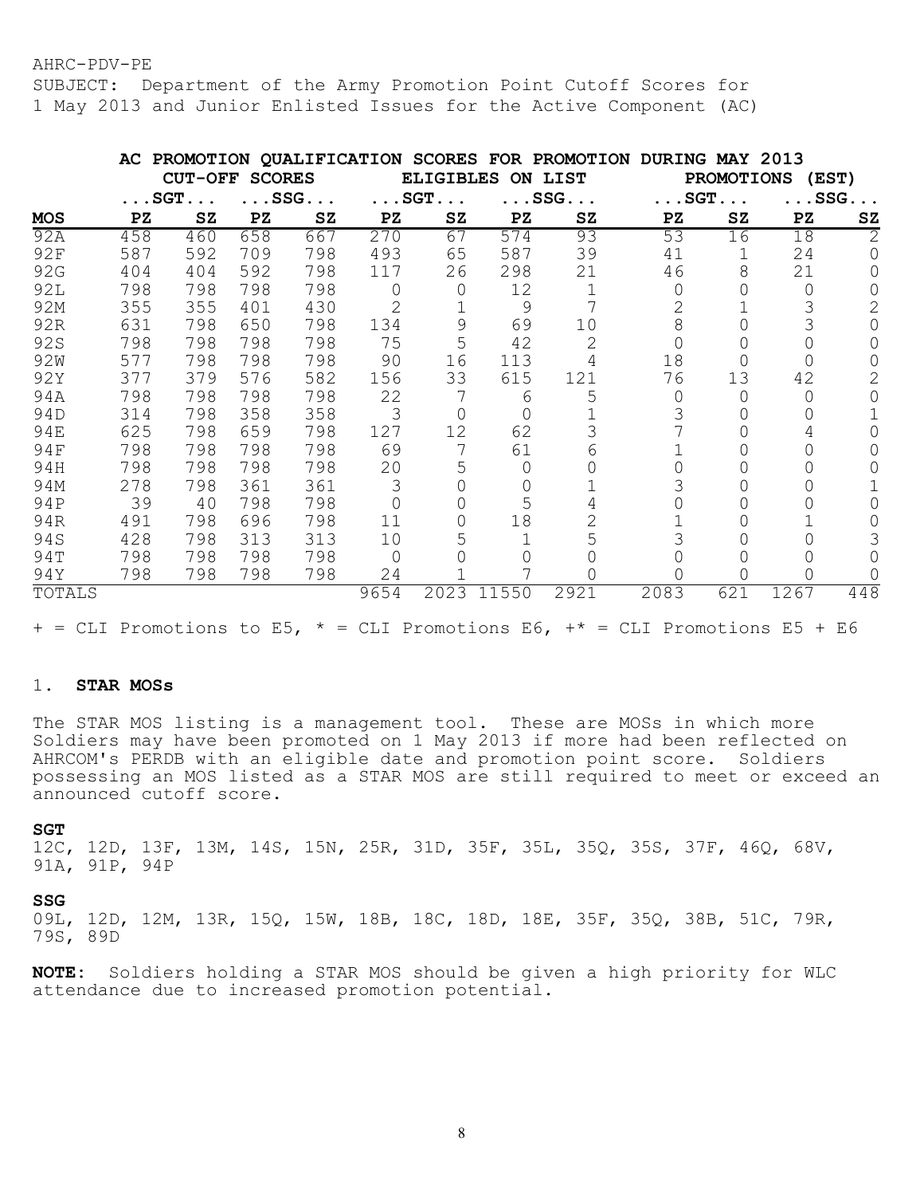AHRC-PDV-PE
SUBJECT: Department of the Army Promotion Point Cutoff Scores for 1 May 2013 and Junior Enlisted Issues for the Active Component (AC)

**AC PROMOTION QUALIFICATION SCORES FOR PROMOTION DURING MAY 2013**

| | CUT-OFF SCORES | | | | ELIGIBLES ON LIST | | | | PROMOTIONS (EST) | | | |
|---|---|---|---|---|---|---|---|---|---|---|---|---|
| | ...SGT... | | ...SSG... | | ...SGT... | | ...SSG... | | ...SGT... | | ...SSG... | |
| **MOS** | **PZ** | **SZ** | **PZ** | **SZ** | **PZ** | **SZ** | **PZ** | **SZ** | **PZ** | **SZ** | **PZ** | **SZ** |
| 92A | 458 | 460 | 658 | 667 | 270 | 67 | 574 | 93 | 53 | 16 | 18 | 2 |
| 92F | 587 | 592 | 709 | 798 | 493 | 65 | 587 | 39 | 41 | 1 | 24 | 0 |
| 92G | 404 | 404 | 592 | 798 | 117 | 26 | 298 | 21 | 46 | 8 | 21 | 0 |
| 92L | 798 | 798 | 798 | 798 | 0 | 0 | 12 | 1 | 0 | 0 | 0 | 0 |
| 92M | 355 | 355 | 401 | 430 | 2 | 1 | 9 | 7 | 2 | 1 | 3 | 2 |
| 92R | 631 | 798 | 650 | 798 | 134 | 9 | 69 | 10 | 8 | 0 | 3 | 0 |
| 92S | 798 | 798 | 798 | 798 | 75 | 5 | 42 | 2 | 0 | 0 | 0 | 0 |
| 92W | 577 | 798 | 798 | 798 | 90 | 16 | 113 | 4 | 18 | 0 | 0 | 0 |
| 92Y | 377 | 379 | 576 | 582 | 156 | 33 | 615 | 121 | 76 | 13 | 42 | 2 |
| 94A | 798 | 798 | 798 | 798 | 22 | 7 | 6 | 5 | 0 | 0 | 0 | 0 |
| 94D | 314 | 798 | 358 | 358 | 3 | 0 | 0 | 1 | 3 | 0 | 0 | 1 |
| 94E | 625 | 798 | 659 | 798 | 127 | 12 | 62 | 3 | 7 | 0 | 4 | 0 |
| 94F | 798 | 798 | 798 | 798 | 69 | 7 | 61 | 6 | 1 | 0 | 0 | 0 |
| 94H | 798 | 798 | 798 | 798 | 20 | 5 | 0 | 0 | 0 | 0 | 0 | 0 |
| 94M | 278 | 798 | 361 | 361 | 3 | 0 | 0 | 1 | 3 | 0 | 0 | 1 |
| 94P | 39 | 40 | 798 | 798 | 0 | 0 | 5 | 4 | 0 | 0 | 0 | 0 |
| 94R | 491 | 798 | 696 | 798 | 11 | 0 | 18 | 2 | 1 | 0 | 1 | 0 |
| 94S | 428 | 798 | 313 | 313 | 10 | 5 | 1 | 5 | 3 | 0 | 0 | 3 |
| 94T | 798 | 798 | 798 | 798 | 0 | 0 | 0 | 0 | 0 | 0 | 0 | 0 |
| 94Y | 798 | 798 | 798 | 798 | 24 | 1 | 7 | 0 | 0 | 0 | 0 | 0 |
| TOTALS | | | | | 9654 | 2023 | 11550 | 2921 | 2083 | 621 | 1267 | 448 |

+ = CLI Promotions to E5, * = CLI Promotions E6, +* = CLI Promotions E5 + E6

## 1. **STAR MOSs**

The STAR MOS listing is a management tool. These are MOSs in which more Soldiers may have been promoted on 1 May 2013 if more had been reflected on AHRCOM's PERDB with an eligible date and promotion point score. Soldiers possessing an MOS listed as a STAR MOS are still required to meet or exceed an announced cutoff score.

**SGT**

12C, 12D, 13F, 13M, 14S, 15N, 25R, 31D, 35F, 35L, 35Q, 35S, 37F, 46Q, 68V, 91A, 91P, 94P

**SSG**

09L, 12D, 12M, 13R, 15Q, 15W, 18B, 18C, 18D, 18E, 35F, 35Q, 38B, 51C, 79R, 79S, 89D

**NOTE:** Soldiers holding a STAR MOS should be given a high priority for WLC attendance due to increased promotion potential.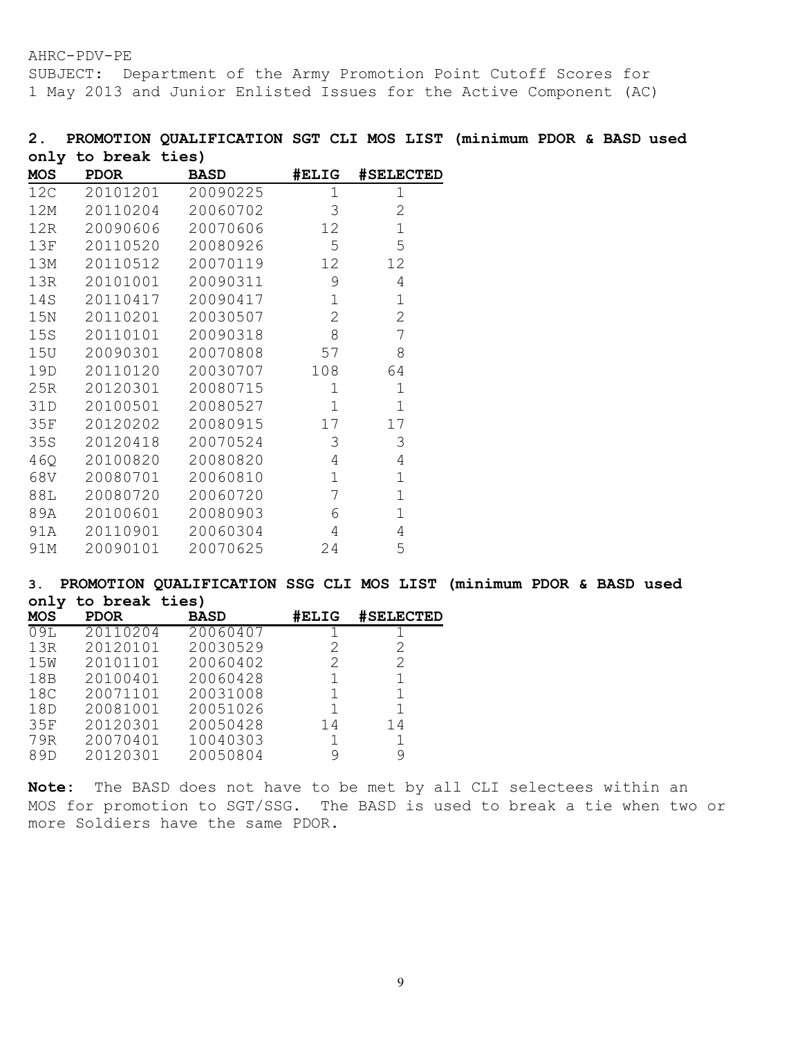AHRC-PDV-PE
SUBJECT: Department of the Army Promotion Point Cutoff Scores for 1 May 2013 and Junior Enlisted Issues for the Active Component (AC)

**2. PROMOTION QUALIFICATION SGT CLI MOS LIST (minimum PDOR & BASD used only to break ties)**

| MOS | PDOR | BASD | #ELIG | #SELECTED |
|---|---|---|---|---|
| 12C | 20101201 | 20090225 | 1 | 1 |
| 12M | 20110204 | 20060702 | 3 | 2 |
| 12R | 20090606 | 20070606 | 12 | 1 |
| 13F | 20110520 | 20080926 | 5 | 5 |
| 13M | 20110512 | 20070119 | 12 | 12 |
| 13R | 20101001 | 20090311 | 9 | 4 |
| 14S | 20110417 | 20090417 | 1 | 1 |
| 15N | 20110201 | 20030507 | 2 | 2 |
| 15S | 20110101 | 20090318 | 8 | 7 |
| 15U | 20090301 | 20070808 | 57 | 8 |
| 19D | 20110120 | 20030707 | 108 | 64 |
| 25R | 20120301 | 20080715 | 1 | 1 |
| 31D | 20100501 | 20080527 | 1 | 1 |
| 35F | 20120202 | 20080915 | 17 | 17 |
| 35S | 20120418 | 20070524 | 3 | 3 |
| 46Q | 20100820 | 20080820 | 4 | 4 |
| 68V | 20080701 | 20060810 | 1 | 1 |
| 88L | 20080720 | 20060720 | 7 | 1 |
| 89A | 20100601 | 20080903 | 6 | 1 |
| 91A | 20110901 | 20060304 | 4 | 4 |
| 91M | 20090101 | 20070625 | 24 | 5 |

**3. PROMOTION QUALIFICATION SSG CLI MOS LIST (minimum PDOR & BASD used only to break ties)**

| MOS | PDOR | BASD | #ELIG | #SELECTED |
|---|---|---|---|---|
| 09L | 20110204 | 20060407 | 1 | 1 |
| 13R | 20120101 | 20030529 | 2 | 2 |
| 15W | 20101101 | 20060402 | 2 | 2 |
| 18B | 20100401 | 20060428 | 1 | 1 |
| 18C | 20071101 | 20031008 | 1 | 1 |
| 18D | 20081001 | 20051026 | 1 | 1 |
| 35F | 20120301 | 20050428 | 14 | 14 |
| 79R | 20070401 | 10040303 | 1 | 1 |
| 89D | 20120301 | 20050804 | 9 | 9 |

**Note:** The BASD does not have to be met by all CLI selectees within an MOS for promotion to SGT/SSG. The BASD is used to break a tie when two or more Soldiers have the same PDOR.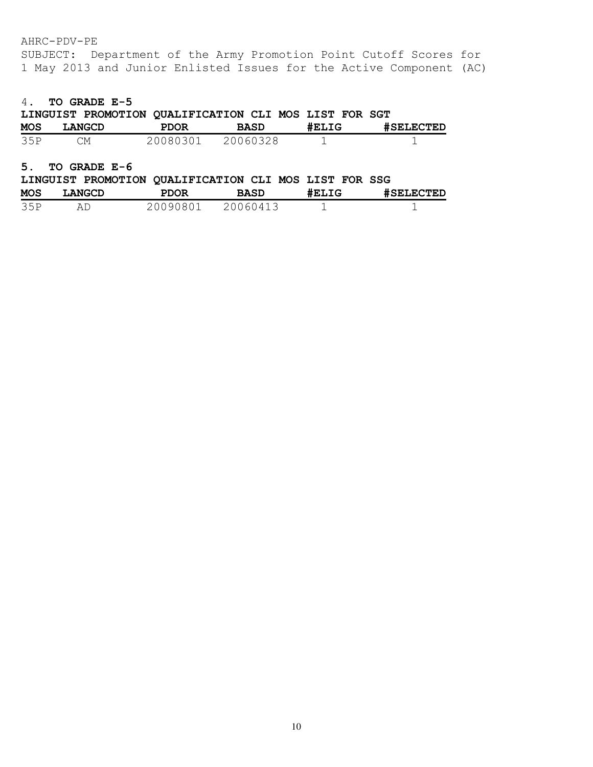AHRC-PDV-PE
SUBJECT: Department of the Army Promotion Point Cutoff Scores for 1 May 2013 and Junior Enlisted Issues for the Active Component (AC)

4. **TO GRADE E-5**

**LINGUIST PROMOTION QUALIFICATION CLI MOS LIST FOR SGT**

| MOS | LANGCD | PDOR | BASD | #ELIG | #SELECTED |
|---|---|---|---|---|---|
| 35P | CM | 20080301 | 20060328 | 1 | 1 |

5. **TO GRADE E-6**

**LINGUIST PROMOTION QUALIFICATION CLI MOS LIST FOR SSG**

| MOS | LANGCD | PDOR | BASD | #ELIG | #SELECTED |
|---|---|---|---|---|---|
| 35P | AD | 20090801 | 20060413 | 1 | 1 |